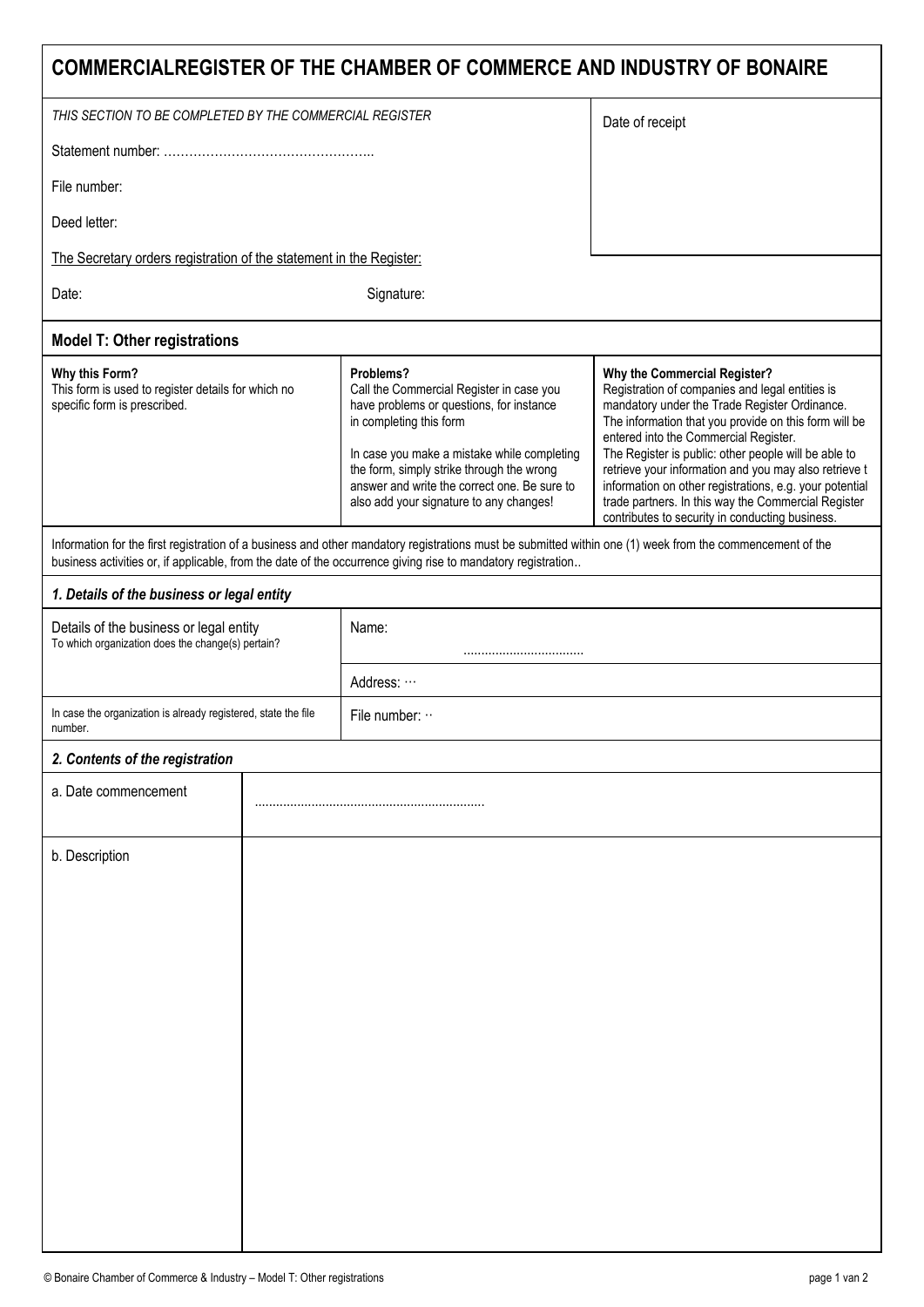# COMMERCIALREGISTER OF THE CHAMBER OF COMMERCE AND INDUSTRY OF BONAIRE

| *THIS SECTION TO BE COMPLETED BY THE COMMERCIAL REGISTER* | Date of receipt |
|---|---|
| Statement number: ………………………………………….. | |
| File number: | |
| Deed letter: | |

The Secretary orders registration of the statement in the Register:

Date: Signature:

## Model T: Other registrations

| **Why this Form?** | **Problems?** | **Why the Commercial Register?** |
|---|---|---|
| This form is used to register details for which no specific form is prescribed. | Call the Commercial Register in case you have problems or questions, for instance in completing this form<br><br>In case you make a mistake while completing the form, simply strike through the wrong answer and write the correct one. Be sure to also add your signature to any changes! | Registration of companies and legal entities is mandatory under the Trade Register Ordinance. The information that you provide on this form will be entered into the Commercial Register. The Register is public: other people will be able to retrieve your information and you may also retrieve t information on other registrations, e.g. your potential trade partners. In this way the Commercial Register contributes to security in conducting business. |

Information for the first registration of a business and other mandatory registrations must be submitted within one (1) week from the commencement of the business activities or, if applicable, from the date of the occurrence giving rise to mandatory registration..

### *1. Details of the business or legal entity*

| | |
|---|---|
| Details of the business or legal entity<br>To which organization does the change(s) pertain? | Name: .................................. |
| | Address: ··· |
| In case the organization is already registered, state the file number. | File number: ·· |

### *2. Contents of the registration*

| | |
|---|---|
| a. Date commencement | ................................................................ |
| b. Description | |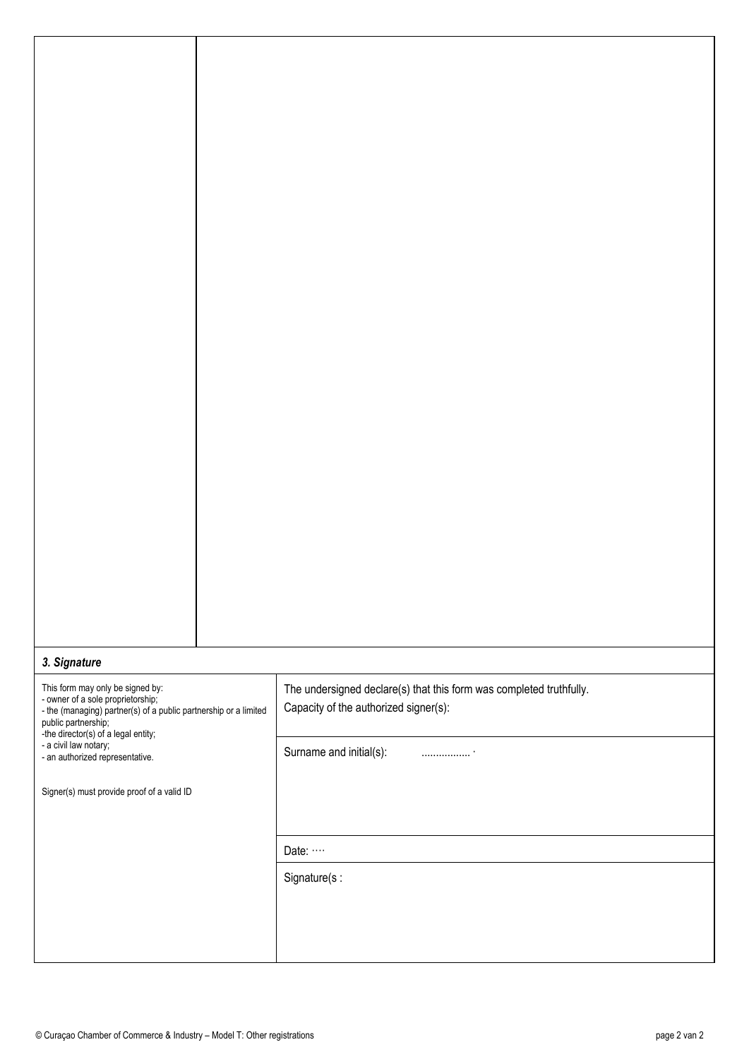| | |
|---|---|
| | |

### *3. Signature*

| | |
|---|---|
| This form may only be signed by:<br>- owner of a sole proprietorship;<br>- the (managing) partner(s) of a public partnership or a limited public partnership;<br>-the director(s) of a legal entity;<br>- a civil law notary;<br>- an authorized representative.<br><br>Signer(s) must provide proof of a valid ID | The undersigned declare(s) that this form was completed truthfully.<br>Capacity of the authorized signer(s): |
| | Surname and initial(s): ................ · |
| | Date: ···· |
| | Signature(s : |

© Curaçao Chamber of Commerce & Industry – Model T: Other registrations